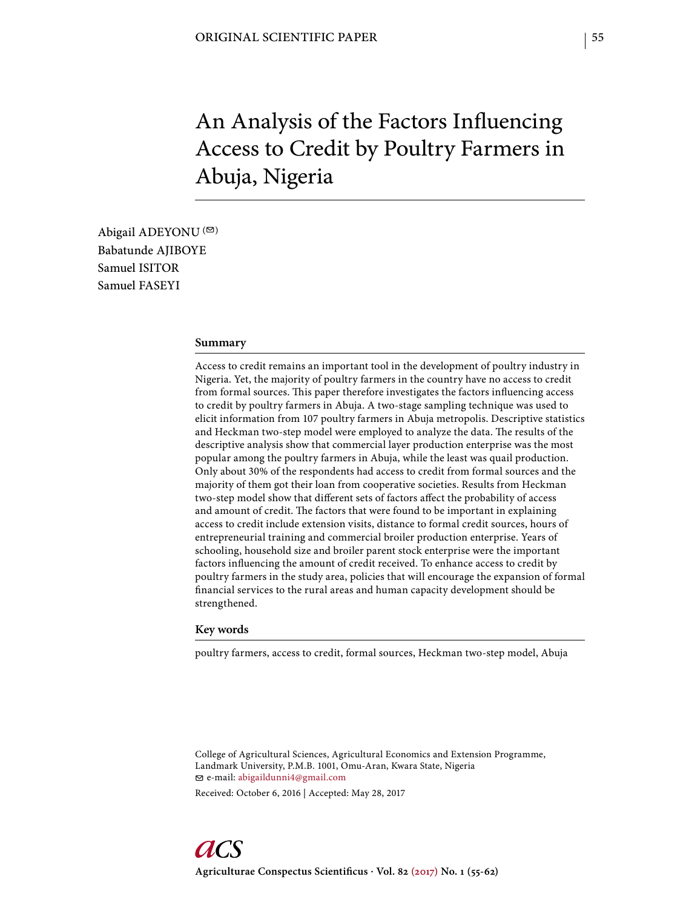ORIGINAL SCIENTIFIC PAPER

# An Analysis of the Factors Influencing Access to Credit by Poultry Farmers in Abuja, Nigeria

Abigail ADEYONU (✉)
Babatunde AJIBOYE
Samuel ISITOR
Samuel FASEYI

## Summary

Access to credit remains an important tool in the development of poultry industry in Nigeria. Yet, the majority of poultry farmers in the country have no access to credit from formal sources. This paper therefore investigates the factors influencing access to credit by poultry farmers in Abuja. A two-stage sampling technique was used to elicit information from 107 poultry farmers in Abuja metropolis. Descriptive statistics and Heckman two-step model were employed to analyze the data. The results of the descriptive analysis show that commercial layer production enterprise was the most popular among the poultry farmers in Abuja, while the least was quail production. Only about 30% of the respondents had access to credit from formal sources and the majority of them got their loan from cooperative societies. Results from Heckman two-step model show that different sets of factors affect the probability of access and amount of credit. The factors that were found to be important in explaining access to credit include extension visits, distance to formal credit sources, hours of entrepreneurial training and commercial broiler production enterprise. Years of schooling, household size and broiler parent stock enterprise were the important factors influencing the amount of credit received. To enhance access to credit by poultry farmers in the study area, policies that will encourage the expansion of formal financial services to the rural areas and human capacity development should be strengthened.

## Key words

poultry farmers, access to credit, formal sources, Heckman two-step model, Abuja

College of Agricultural Sciences, Agricultural Economics and Extension Programme, Landmark University, P.M.B. 1001, Omu-Aran, Kwara State, Nigeria
✉ e-mail: abigaildunni4@gmail.com

Received: October 6, 2016 | Accepted: May 28, 2017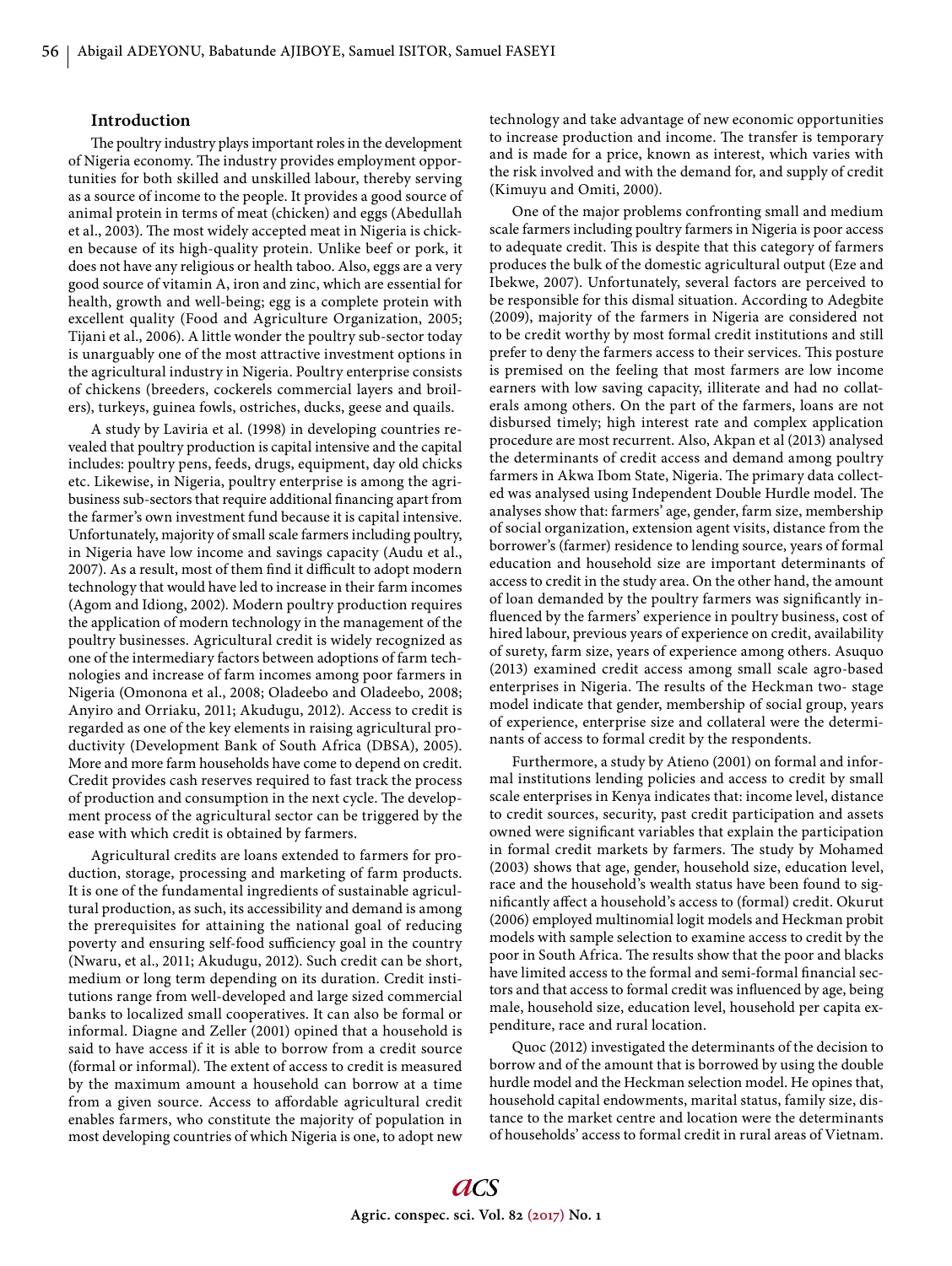## Introduction

The poultry industry plays important roles in the development of Nigeria economy. The industry provides employment opportunities for both skilled and unskilled labour, thereby serving as a source of income to the people. It provides a good source of animal protein in terms of meat (chicken) and eggs (Abedullah et al., 2003). The most widely accepted meat in Nigeria is chicken because of its high-quality protein. Unlike beef or pork, it does not have any religious or health taboo. Also, eggs are a very good source of vitamin A, iron and zinc, which are essential for health, growth and well-being; egg is a complete protein with excellent quality (Food and Agriculture Organization, 2005; Tijani et al., 2006). A little wonder the poultry sub-sector today is unarguably one of the most attractive investment options in the agricultural industry in Nigeria. Poultry enterprise consists of chickens (breeders, cockerels commercial layers and broilers), turkeys, guinea fowls, ostriches, ducks, geese and quails.

A study by Laviria et al. (1998) in developing countries revealed that poultry production is capital intensive and the capital includes: poultry pens, feeds, drugs, equipment, day old chicks etc. Likewise, in Nigeria, poultry enterprise is among the agribusiness sub-sectors that require additional financing apart from the farmer's own investment fund because it is capital intensive. Unfortunately, majority of small scale farmers including poultry, in Nigeria have low income and savings capacity (Audu et al., 2007). As a result, most of them find it difficult to adopt modern technology that would have led to increase in their farm incomes (Agom and Idiong, 2002). Modern poultry production requires the application of modern technology in the management of the poultry businesses. Agricultural credit is widely recognized as one of the intermediary factors between adoptions of farm technologies and increase of farm incomes among poor farmers in Nigeria (Omonona et al., 2008; Oladeebo and Oladeebo, 2008; Anyiro and Orriaku, 2011; Akudugu, 2012). Access to credit is regarded as one of the key elements in raising agricultural productivity (Development Bank of South Africa (DBSA), 2005). More and more farm households have come to depend on credit. Credit provides cash reserves required to fast track the process of production and consumption in the next cycle. The development process of the agricultural sector can be triggered by the ease with which credit is obtained by farmers.

Agricultural credits are loans extended to farmers for production, storage, processing and marketing of farm products. It is one of the fundamental ingredients of sustainable agricultural production, as such, its accessibility and demand is among the prerequisites for attaining the national goal of reducing poverty and ensuring self-food sufficiency goal in the country (Nwaru, et al., 2011; Akudugu, 2012). Such credit can be short, medium or long term depending on its duration. Credit institutions range from well-developed and large sized commercial banks to localized small cooperatives. It can also be formal or informal. Diagne and Zeller (2001) opined that a household is said to have access if it is able to borrow from a credit source (formal or informal). The extent of access to credit is measured by the maximum amount a household can borrow at a time from a given source. Access to affordable agricultural credit enables farmers, who constitute the majority of population in most developing countries of which Nigeria is one, to adopt new technology and take advantage of new economic opportunities to increase production and income. The transfer is temporary and is made for a price, known as interest, which varies with the risk involved and with the demand for, and supply of credit (Kimuyu and Omiti, 2000).

One of the major problems confronting small and medium scale farmers including poultry farmers in Nigeria is poor access to adequate credit. This is despite that this category of farmers produces the bulk of the domestic agricultural output (Eze and Ibekwe, 2007). Unfortunately, several factors are perceived to be responsible for this dismal situation. According to Adegbite (2009), majority of the farmers in Nigeria are considered not to be credit worthy by most formal credit institutions and still prefer to deny the farmers access to their services. This posture is premised on the feeling that most farmers are low income earners with low saving capacity, illiterate and had no collaterals among others. On the part of the farmers, loans are not disbursed timely; high interest rate and complex application procedure are most recurrent. Also, Akpan et al (2013) analysed the determinants of credit access and demand among poultry farmers in Akwa Ibom State, Nigeria. The primary data collected was analysed using Independent Double Hurdle model. The analyses show that: farmers' age, gender, farm size, membership of social organization, extension agent visits, distance from the borrower's (farmer) residence to lending source, years of formal education and household size are important determinants of access to credit in the study area. On the other hand, the amount of loan demanded by the poultry farmers was significantly influenced by the farmers' experience in poultry business, cost of hired labour, previous years of experience on credit, availability of surety, farm size, years of experience among others. Asuquo (2013) examined credit access among small scale agro-based enterprises in Nigeria. The results of the Heckman two- stage model indicate that gender, membership of social group, years of experience, enterprise size and collateral were the determinants of access to formal credit by the respondents.

Furthermore, a study by Atieno (2001) on formal and informal institutions lending policies and access to credit by small scale enterprises in Kenya indicates that: income level, distance to credit sources, security, past credit participation and assets owned were significant variables that explain the participation in formal credit markets by farmers. The study by Mohamed (2003) shows that age, gender, household size, education level, race and the household's wealth status have been found to significantly affect a household's access to (formal) credit. Okurut (2006) employed multinomial logit models and Heckman probit models with sample selection to examine access to credit by the poor in South Africa. The results show that the poor and blacks have limited access to the formal and semi-formal financial sectors and that access to formal credit was influenced by age, being male, household size, education level, household per capita expenditure, race and rural location.

Quoc (2012) investigated the determinants of the decision to borrow and of the amount that is borrowed by using the double hurdle model and the Heckman selection model. He opines that, household capital endowments, marital status, family size, distance to the market centre and location were the determinants of households' access to formal credit in rural areas of Vietnam.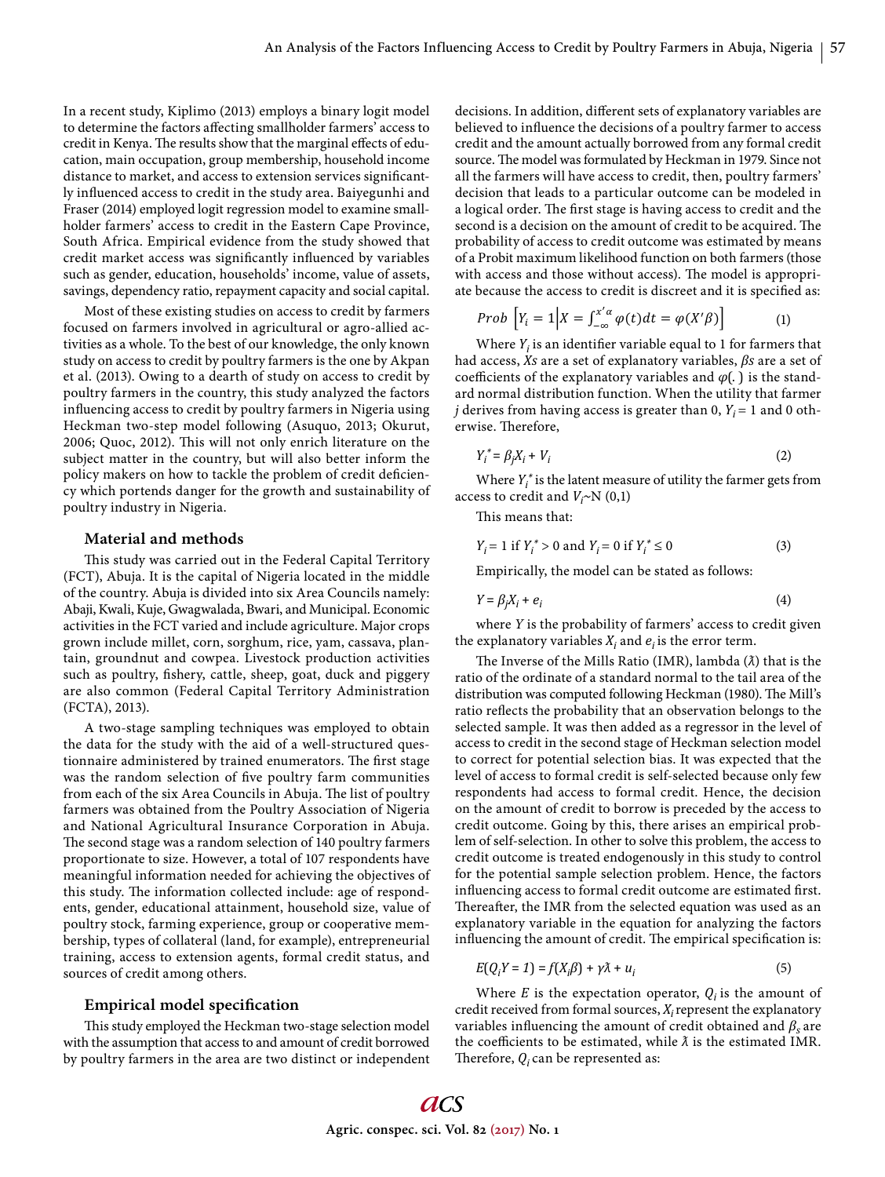In a recent study, Kiplimo (2013) employs a binary logit model to determine the factors affecting smallholder farmers' access to credit in Kenya. The results show that the marginal effects of education, main occupation, group membership, household income distance to market, and access to extension services significantly influenced access to credit in the study area. Baiyegunhi and Fraser (2014) employed logit regression model to examine smallholder farmers' access to credit in the Eastern Cape Province, South Africa. Empirical evidence from the study showed that credit market access was significantly influenced by variables such as gender, education, households' income, value of assets, savings, dependency ratio, repayment capacity and social capital.

Most of these existing studies on access to credit by farmers focused on farmers involved in agricultural or agro-allied activities as a whole. To the best of our knowledge, the only known study on access to credit by poultry farmers is the one by Akpan et al. (2013). Owing to a dearth of study on access to credit by poultry farmers in the country, this study analyzed the factors influencing access to credit by poultry farmers in Nigeria using Heckman two-step model following (Asuquo, 2013; Okurut, 2006; Quoc, 2012). This will not only enrich literature on the subject matter in the country, but will also better inform the policy makers on how to tackle the problem of credit deficiency which portends danger for the growth and sustainability of poultry industry in Nigeria.

## Material and methods

This study was carried out in the Federal Capital Territory (FCT), Abuja. It is the capital of Nigeria located in the middle of the country. Abuja is divided into six Area Councils namely: Abaji, Kwali, Kuje, Gwagwalada, Bwari, and Municipal. Economic activities in the FCT varied and include agriculture. Major crops grown include millet, corn, sorghum, rice, yam, cassava, plantain, groundnut and cowpea. Livestock production activities such as poultry, fishery, cattle, sheep, goat, duck and piggery are also common (Federal Capital Territory Administration (FCTA), 2013).

A two-stage sampling techniques was employed to obtain the data for the study with the aid of a well-structured questionnaire administered by trained enumerators. The first stage was the random selection of five poultry farm communities from each of the six Area Councils in Abuja. The list of poultry farmers was obtained from the Poultry Association of Nigeria and National Agricultural Insurance Corporation in Abuja. The second stage was a random selection of 140 poultry farmers proportionate to size. However, a total of 107 respondents have meaningful information needed for achieving the objectives of this study. The information collected include: age of respondents, gender, educational attainment, household size, value of poultry stock, farming experience, group or cooperative membership, types of collateral (land, for example), entrepreneurial training, access to extension agents, formal credit status, and sources of credit among others.

## Empirical model specification

This study employed the Heckman two-stage selection model with the assumption that access to and amount of credit borrowed by poultry farmers in the area are two distinct or independent decisions. In addition, different sets of explanatory variables are believed to influence the decisions of a poultry farmer to access credit and the amount actually borrowed from any formal credit source. The model was formulated by Heckman in 1979. Since not all the farmers will have access to credit, then, poultry farmers' decision that leads to a particular outcome can be modeled in a logical order. The first stage is having access to credit and the second is a decision on the amount of credit to be acquired. The probability of access to credit outcome was estimated by means of a Probit maximum likelihood function on both farmers (those with access and those without access). The model is appropriate because the access to credit is discreet and it is specified as:

$$Prob\ \left[Y_i = 1 \middle| X = \int_{-\infty}^{x'\alpha} \varphi(t)dt = \varphi(X'\beta)\right] \tag{1}$$

Where $Y_i$ is an identifier variable equal to 1 for farmers that had access, *Xs* are a set of explanatory variables, *βs* are a set of coefficients of the explanatory variables and $\varphi(.)$ is the standard normal distribution function. When the utility that farmer *j* derives from having access is greater than 0, $Y_i = 1$ and 0 otherwise. Therefore,

$$Y_i^* = \beta_j X_i + V_i \tag{2}$$

Where $Y_i^*$ is the latent measure of utility the farmer gets from access to credit and $V_i \sim N\ (0,1)$

This means that:

$$Y_i = 1 \text{ if } Y_i^* > 0 \text{ and } Y_i = 0 \text{ if } Y_i^* \leq 0 \tag{3}$$

Empirically, the model can be stated as follows:

$$Y = \beta_j X_i + e_i \tag{4}$$

where *Y* is the probability of farmers' access to credit given the explanatory variables $X_i$ and $e_i$ is the error term.

The Inverse of the Mills Ratio (IMR), lambda ($\tilde{\lambda}$) that is the ratio of the ordinate of a standard normal to the tail area of the distribution was computed following Heckman (1980). The Mill's ratio reflects the probability that an observation belongs to the selected sample. It was then added as a regressor in the level of access to credit in the second stage of Heckman selection model to correct for potential selection bias. It was expected that the level of access to formal credit is self-selected because only few respondents had access to formal credit. Hence, the decision on the amount of credit to borrow is preceded by the access to credit outcome. Going by this, there arises an empirical problem of self-selection. In other to solve this problem, the access to credit outcome is treated endogenously in this study to control for the potential sample selection problem. Hence, the factors influencing access to formal credit outcome are estimated first. Thereafter, the IMR from the selected equation was used as an explanatory variable in the equation for analyzing the factors influencing the amount of credit. The empirical specification is:

$$E(Q_i Y = 1) = f(X_i\beta) + \gamma\tilde{\lambda} + u_i \tag{5}$$

Where *E* is the expectation operator, $Q_i$ is the amount of credit received from formal sources, $X_i$ represent the explanatory variables influencing the amount of credit obtained and $\beta_s$ are the coefficients to be estimated, while $\tilde{\lambda}$ is the estimated IMR. Therefore, $Q_i$ can be represented as: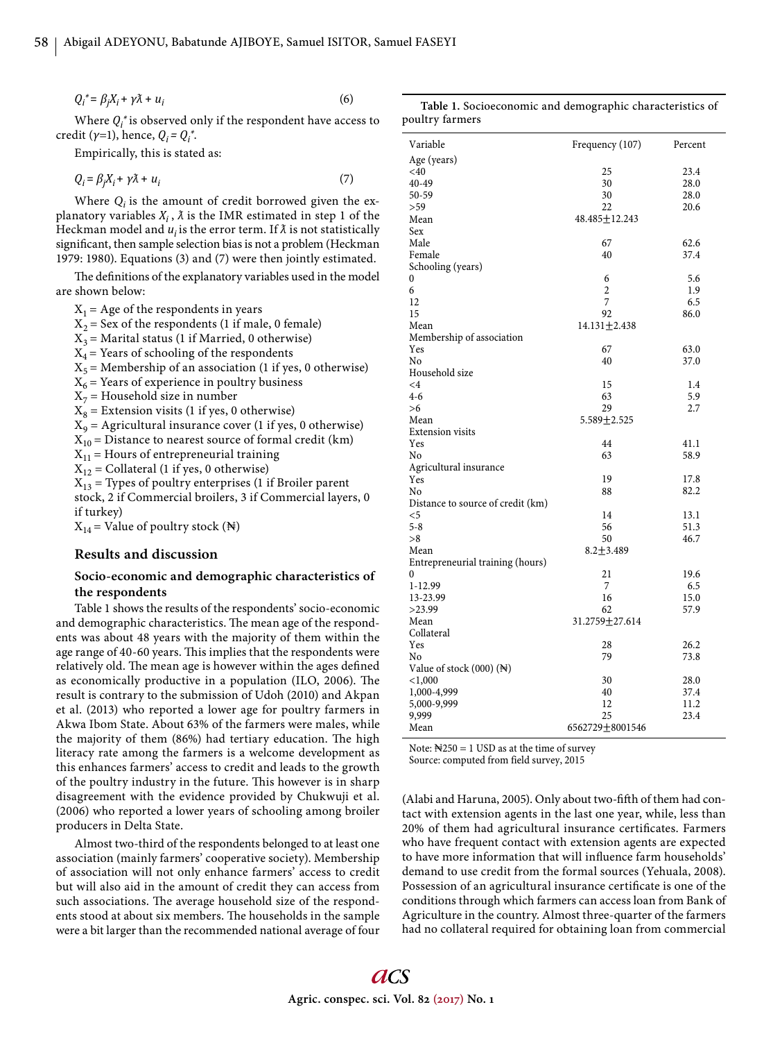$$Q_i^* = \beta_j X_i + \gamma\lambda + u_i \quad (6)$$

Where $Q_i^*$ is observed only if the respondent have access to credit ($\gamma$=1), hence, $Q_i = Q_i^*$.

Empirically, this is stated as:

$$Q_i = \beta_j X_i + \gamma\lambda + u_i \quad (7)$$

Where $Q_i$ is the amount of credit borrowed given the explanatory variables $X_i$ , $\lambda$ is the IMR estimated in step 1 of the Heckman model and $u_i$ is the error term. If $\lambda$ is not statistically significant, then sample selection bias is not a problem (Heckman 1979: 1980). Equations (3) and (7) were then jointly estimated.

The definitions of the explanatory variables used in the model are shown below:

$X_1$ = Age of the respondents in years
$X_2$ = Sex of the respondents (1 if male, 0 female)
$X_3$ = Marital status (1 if Married, 0 otherwise)
$X_4$ = Years of schooling of the respondents
$X_5$ = Membership of an association (1 if yes, 0 otherwise)
$X_6$ = Years of experience in poultry business
$X_7$ = Household size in number
$X_8$ = Extension visits (1 if yes, 0 otherwise)
$X_9$ = Agricultural insurance cover (1 if yes, 0 otherwise)
$X_{10}$ = Distance to nearest source of formal credit (km)
$X_{11}$ = Hours of entrepreneurial training
$X_{12}$ = Collateral (1 if yes, 0 otherwise)
$X_{13}$ = Types of poultry enterprises (1 if Broiler parent stock, 2 if Commercial broilers, 3 if Commercial layers, 0 if turkey)
$X_{14}$ = Value of poultry stock (₦)

## Results and discussion

### Socio-economic and demographic characteristics of the respondents

Table 1 shows the results of the respondents' socio-economic and demographic characteristics. The mean age of the respondents was about 48 years with the majority of them within the age range of 40-60 years. This implies that the respondents were relatively old. The mean age is however within the ages defined as economically productive in a population (ILO, 2006). The result is contrary to the submission of Udoh (2010) and Akpan et al. (2013) who reported a lower age for poultry farmers in Akwa Ibom State. About 63% of the farmers were males, while the majority of them (86%) had tertiary education. The high literacy rate among the farmers is a welcome development as this enhances farmers' access to credit and leads to the growth of the poultry industry in the future. This however is in sharp disagreement with the evidence provided by Chukwuji et al. (2006) who reported a lower years of schooling among broiler producers in Delta State.

Almost two-third of the respondents belonged to at least one association (mainly farmers' cooperative society). Membership of association will not only enhance farmers' access to credit but will also aid in the amount of credit they can access from such associations. The average household size of the respondents stood at about six members. The households in the sample were a bit larger than the recommended national average of four (Alabi and Haruna, 2005). Only about two-fifth of them had contact with extension agents in the last one year, while, less than 20% of them had agricultural insurance certificates. Farmers who have frequent contact with extension agents are expected to have more information that will influence farm households' demand to use credit from the formal sources (Yehuala, 2008). Possession of an agricultural insurance certificate is one of the conditions through which farmers can access loan from Bank of Agriculture in the country. Almost three-quarter of the farmers had no collateral required for obtaining loan from commercial

**Table 1.** Socioeconomic and demographic characteristics of poultry farmers

| Variable | Frequency (107) | Percent |
|---|---|---|
| Age (years) | | |
| <40 | 25 | 23.4 |
| 40-49 | 30 | 28.0 |
| 50-59 | 30 | 28.0 |
| >59 | 22 | 20.6 |
| Mean | 48.485±12.243 | |
| Sex | | |
| Male | 67 | 62.6 |
| Female | 40 | 37.4 |
| Schooling (years) | | |
| 0 | 6 | 5.6 |
| 6 | 2 | 1.9 |
| 12 | 7 | 6.5 |
| 15 | 92 | 86.0 |
| Mean | 14.131±2.438 | |
| Membership of association | | |
| Yes | 67 | 63.0 |
| No | 40 | 37.0 |
| Household size | | |
| <4 | 15 | 1.4 |
| 4-6 | 63 | 5.9 |
| >6 | 29 | 2.7 |
| Mean | 5.589±2.525 | |
| Extension visits | | |
| Yes | 44 | 41.1 |
| No | 63 | 58.9 |
| Agricultural insurance | | |
| Yes | 19 | 17.8 |
| No | 88 | 82.2 |
| Distance to source of credit (km) | | |
| <5 | 14 | 13.1 |
| 5-8 | 56 | 51.3 |
| >8 | 50 | 46.7 |
| Mean | 8.2±3.489 | |
| Entrepreneurial training (hours) | | |
| 0 | 21 | 19.6 |
| 1-12.99 | 7 | 6.5 |
| 13-23.99 | 16 | 15.0 |
| >23.99 | 62 | 57.9 |
| Mean | 31.2759±27.614 | |
| Collateral | | |
| Yes | 28 | 26.2 |
| No | 79 | 73.8 |
| Value of stock (000) (₦) | | |
| <1,000 | 30 | 28.0 |
| 1,000-4,999 | 40 | 37.4 |
| 5,000-9,999 | 12 | 11.2 |
| 9,999 | 25 | 23.4 |
| Mean | 6562729±8001546 | |

Note: ₦250 = 1 USD as at the time of survey
Source: computed from field survey, 2015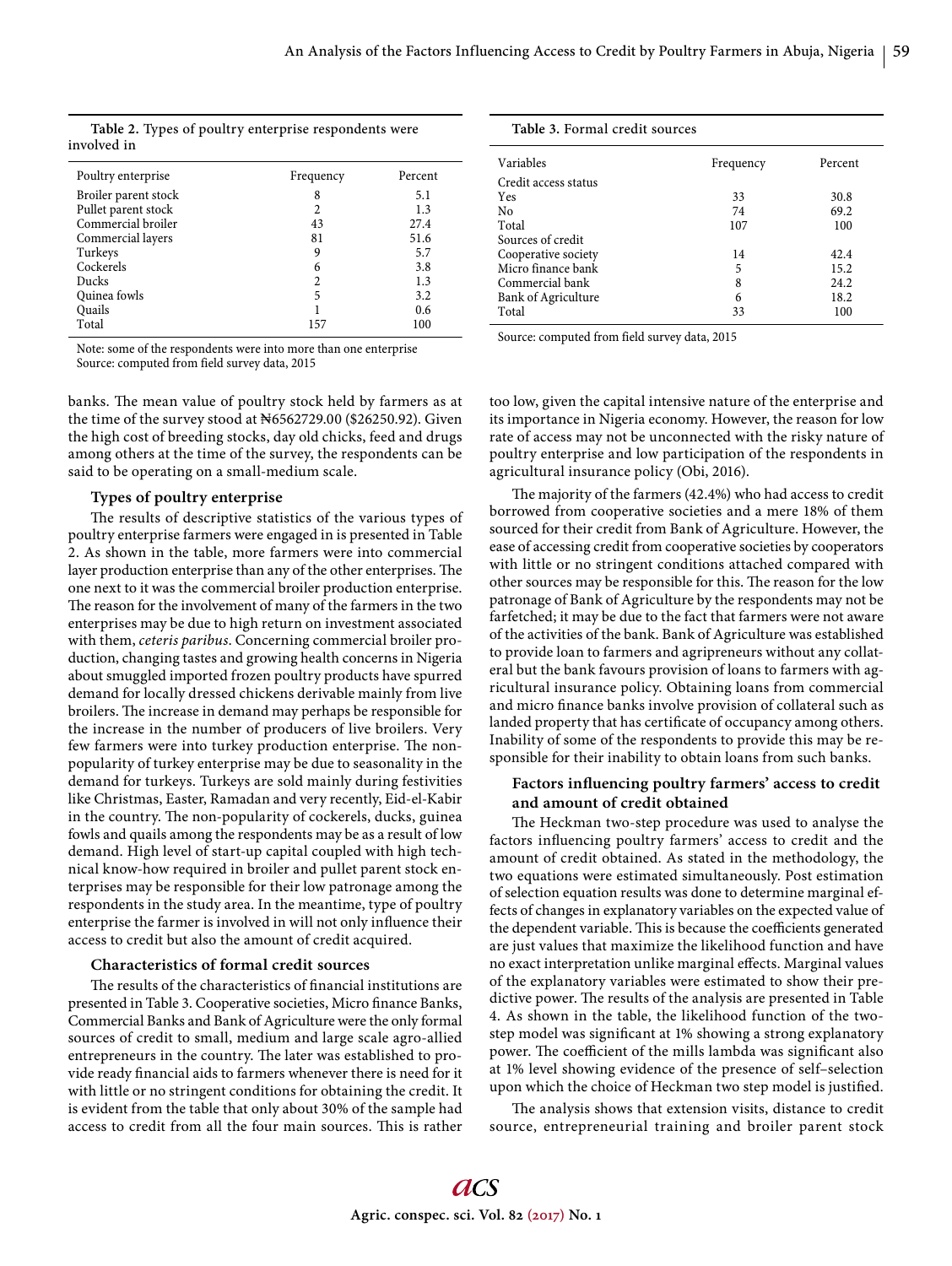**Table 2.** Types of poultry enterprise respondents were involved in

| Poultry enterprise | Frequency | Percent |
|---|---|---|
| Broiler parent stock | 8 | 5.1 |
| Pullet parent stock | 2 | 1.3 |
| Commercial broiler | 43 | 27.4 |
| Commercial layers | 81 | 51.6 |
| Turkeys | 9 | 5.7 |
| Cockerels | 6 | 3.8 |
| Ducks | 2 | 1.3 |
| Quinea fowls | 5 | 3.2 |
| Quails | 1 | 0.6 |
| Total | 157 | 100 |

Note: some of the respondents were into more than one enterprise
Source: computed from field survey data, 2015

**Table 3.** Formal credit sources

| Variables | Frequency | Percent |
|---|---|---|
| Credit access status | | |
| Yes | 33 | 30.8 |
| No | 74 | 69.2 |
| Total | 107 | 100 |
| Sources of credit | | |
| Cooperative society | 14 | 42.4 |
| Micro finance bank | 5 | 15.2 |
| Commercial bank | 8 | 24.2 |
| Bank of Agriculture | 6 | 18.2 |
| Total | 33 | 100 |

Source: computed from field survey data, 2015

banks. The mean value of poultry stock held by farmers as at the time of the survey stood at ₦6562729.00 ($26250.92). Given the high cost of breeding stocks, day old chicks, feed and drugs among others at the time of the survey, the respondents can be said to be operating on a small-medium scale.

### Types of poultry enterprise

The results of descriptive statistics of the various types of poultry enterprise farmers were engaged in is presented in Table 2. As shown in the table, more farmers were into commercial layer production enterprise than any of the other enterprises. The one next to it was the commercial broiler production enterprise. The reason for the involvement of many of the farmers in the two enterprises may be due to high return on investment associated with them, *ceteris paribus*. Concerning commercial broiler production, changing tastes and growing health concerns in Nigeria about smuggled imported frozen poultry products have spurred demand for locally dressed chickens derivable mainly from live broilers. The increase in demand may perhaps be responsible for the increase in the number of producers of live broilers. Very few farmers were into turkey production enterprise. The non-popularity of turkey enterprise may be due to seasonality in the demand for turkeys. Turkeys are sold mainly during festivities like Christmas, Easter, Ramadan and very recently, Eid-el-Kabir in the country. The non-popularity of cockerels, ducks, guinea fowls and quails among the respondents may be as a result of low demand. High level of start-up capital coupled with high technical know-how required in broiler and pullet parent stock enterprises may be responsible for their low patronage among the respondents in the study area. In the meantime, type of poultry enterprise the farmer is involved in will not only influence their access to credit but also the amount of credit acquired.

### Characteristics of formal credit sources

The results of the characteristics of financial institutions are presented in Table 3. Cooperative societies, Micro finance Banks, Commercial Banks and Bank of Agriculture were the only formal sources of credit to small, medium and large scale agro-allied entrepreneurs in the country. The later was established to provide ready financial aids to farmers whenever there is need for it with little or no stringent conditions for obtaining the credit. It is evident from the table that only about 30% of the sample had access to credit from all the four main sources. This is rather too low, given the capital intensive nature of the enterprise and its importance in Nigeria economy. However, the reason for low rate of access may not be unconnected with the risky nature of poultry enterprise and low participation of the respondents in agricultural insurance policy (Obi, 2016).

The majority of the farmers (42.4%) who had access to credit borrowed from cooperative societies and a mere 18% of them sourced for their credit from Bank of Agriculture. However, the ease of accessing credit from cooperative societies by cooperators with little or no stringent conditions attached compared with other sources may be responsible for this. The reason for the low patronage of Bank of Agriculture by the respondents may not be farfetched; it may be due to the fact that farmers were not aware of the activities of the bank. Bank of Agriculture was established to provide loan to farmers and agripreneurs without any collateral but the bank favours provision of loans to farmers with agricultural insurance policy. Obtaining loans from commercial and micro finance banks involve provision of collateral such as landed property that has certificate of occupancy among others. Inability of some of the respondents to provide this may be responsible for their inability to obtain loans from such banks.

### Factors influencing poultry farmers' access to credit and amount of credit obtained

The Heckman two-step procedure was used to analyse the factors influencing poultry farmers' access to credit and the amount of credit obtained. As stated in the methodology, the two equations were estimated simultaneously. Post estimation of selection equation results was done to determine marginal effects of changes in explanatory variables on the expected value of the dependent variable. This is because the coefficients generated are just values that maximize the likelihood function and have no exact interpretation unlike marginal effects. Marginal values of the explanatory variables were estimated to show their predictive power. The results of the analysis are presented in Table 4. As shown in the table, the likelihood function of the two-step model was significant at 1% showing a strong explanatory power. The coefficient of the mills lambda was significant also at 1% level showing evidence of the presence of self–selection upon which the choice of Heckman two step model is justified.

The analysis shows that extension visits, distance to credit source, entrepreneurial training and broiler parent stock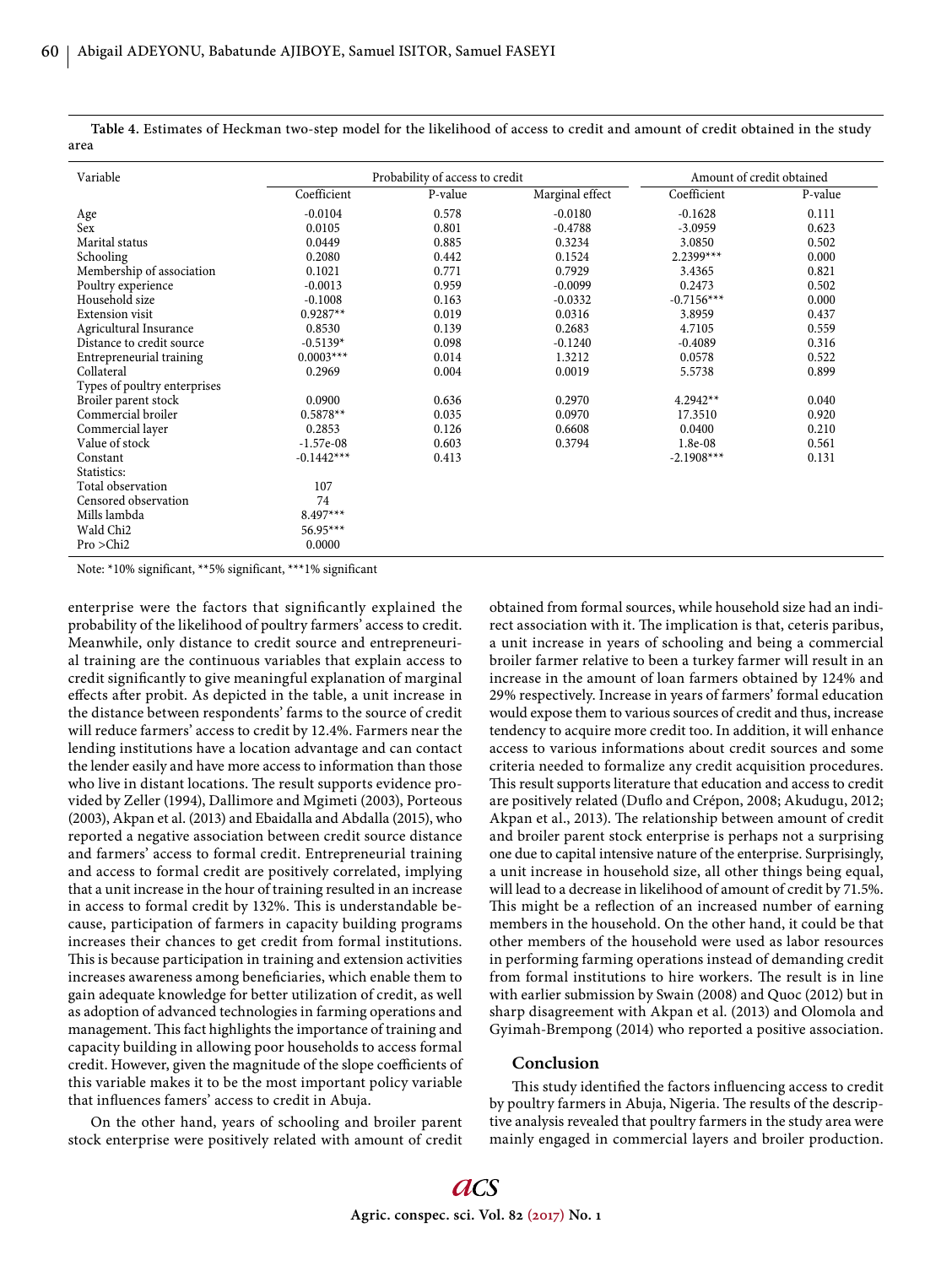**Table 4.** Estimates of Heckman two-step model for the likelihood of access to credit and amount of credit obtained in the study area

| Variable | Probability of access to credit | | | Amount of credit obtained | |
|---|---|---|---|---|---|
| | Coefficient | P-value | Marginal effect | Coefficient | P-value |
| Age | -0.0104 | 0.578 | -0.0180 | -0.1628 | 0.111 |
| Sex | 0.0105 | 0.801 | -0.4788 | -3.0959 | 0.623 |
| Marital status | 0.0449 | 0.885 | 0.3234 | 3.0850 | 0.502 |
| Schooling | 0.2080 | 0.442 | 0.1524 | 2.2399*** | 0.000 |
| Membership of association | 0.1021 | 0.771 | 0.7929 | 3.4365 | 0.821 |
| Poultry experience | -0.0013 | 0.959 | -0.0099 | 0.2473 | 0.502 |
| Household size | -0.1008 | 0.163 | -0.0332 | -0.7156*** | 0.000 |
| Extension visit | 0.9287** | 0.019 | 0.0316 | 3.8959 | 0.437 |
| Agricultural Insurance | 0.8530 | 0.139 | 0.2683 | 4.7105 | 0.559 |
| Distance to credit source | -0.5139* | 0.098 | -0.1240 | -0.4089 | 0.316 |
| Entrepreneurial training | 0.0003*** | 0.014 | 1.3212 | 0.0578 | 0.522 |
| Collateral | 0.2969 | 0.004 | 0.0019 | 5.5738 | 0.899 |
| Types of poultry enterprises | | | | | |
| Broiler parent stock | 0.0900 | 0.636 | 0.2970 | 4.2942** | 0.040 |
| Commercial broiler | 0.5878** | 0.035 | 0.0970 | 17.3510 | 0.920 |
| Commercial layer | 0.2853 | 0.126 | 0.6608 | 0.0400 | 0.210 |
| Value of stock | -1.57e-08 | 0.603 | 0.3794 | 1.8e-08 | 0.561 |
| Constant | -0.1442*** | 0.413 | | -2.1908*** | 0.131 |
| Statistics: | | | | | |
| Total observation | 107 | | | | |
| Censored observation | 74 | | | | |
| Mills lambda | 8.497*** | | | | |
| Wald Chi2 | 56.95*** | | | | |
| Pro >Chi2 | 0.0000 | | | | |

Note: *10% significant, **5% significant, ***1% significant

enterprise were the factors that significantly explained the probability of the likelihood of poultry farmers' access to credit. Meanwhile, only distance to credit source and entrepreneurial training are the continuous variables that explain access to credit significantly to give meaningful explanation of marginal effects after probit. As depicted in the table, a unit increase in the distance between respondents' farms to the source of credit will reduce farmers' access to credit by 12.4%. Farmers near the lending institutions have a location advantage and can contact the lender easily and have more access to information than those who live in distant locations. The result supports evidence provided by Zeller (1994), Dallimore and Mgimeti (2003), Porteous (2003), Akpan et al. (2013) and Ebaidalla and Abdalla (2015), who reported a negative association between credit source distance and farmers' access to formal credit. Entrepreneurial training and access to formal credit are positively correlated, implying that a unit increase in the hour of training resulted in an increase in access to formal credit by 132%. This is understandable because, participation of farmers in capacity building programs increases their chances to get credit from formal institutions. This is because participation in training and extension activities increases awareness among beneficiaries, which enable them to gain adequate knowledge for better utilization of credit, as well as adoption of advanced technologies in farming operations and management. This fact highlights the importance of training and capacity building in allowing poor households to access formal credit. However, given the magnitude of the slope coefficients of this variable makes it to be the most important policy variable that influences famers' access to credit in Abuja.

On the other hand, years of schooling and broiler parent stock enterprise were positively related with amount of credit obtained from formal sources, while household size had an indirect association with it. The implication is that, ceteris paribus, a unit increase in years of schooling and being a commercial broiler farmer relative to been a turkey farmer will result in an increase in the amount of loan farmers obtained by 124% and 29% respectively. Increase in years of farmers' formal education would expose them to various sources of credit and thus, increase tendency to acquire more credit too. In addition, it will enhance access to various informations about credit sources and some criteria needed to formalize any credit acquisition procedures. This result supports literature that education and access to credit are positively related (Duflo and Crépon, 2008; Akudugu, 2012; Akpan et al., 2013). The relationship between amount of credit and broiler parent stock enterprise is perhaps not a surprising one due to capital intensive nature of the enterprise. Surprisingly, a unit increase in household size, all other things being equal, will lead to a decrease in likelihood of amount of credit by 71.5%. This might be a reflection of an increased number of earning members in the household. On the other hand, it could be that other members of the household were used as labor resources in performing farming operations instead of demanding credit from formal institutions to hire workers. The result is in line with earlier submission by Swain (2008) and Quoc (2012) but in sharp disagreement with Akpan et al. (2013) and Olomola and Gyimah-Brempong (2014) who reported a positive association.

## Conclusion

This study identified the factors influencing access to credit by poultry farmers in Abuja, Nigeria. The results of the descriptive analysis revealed that poultry farmers in the study area were mainly engaged in commercial layers and broiler production.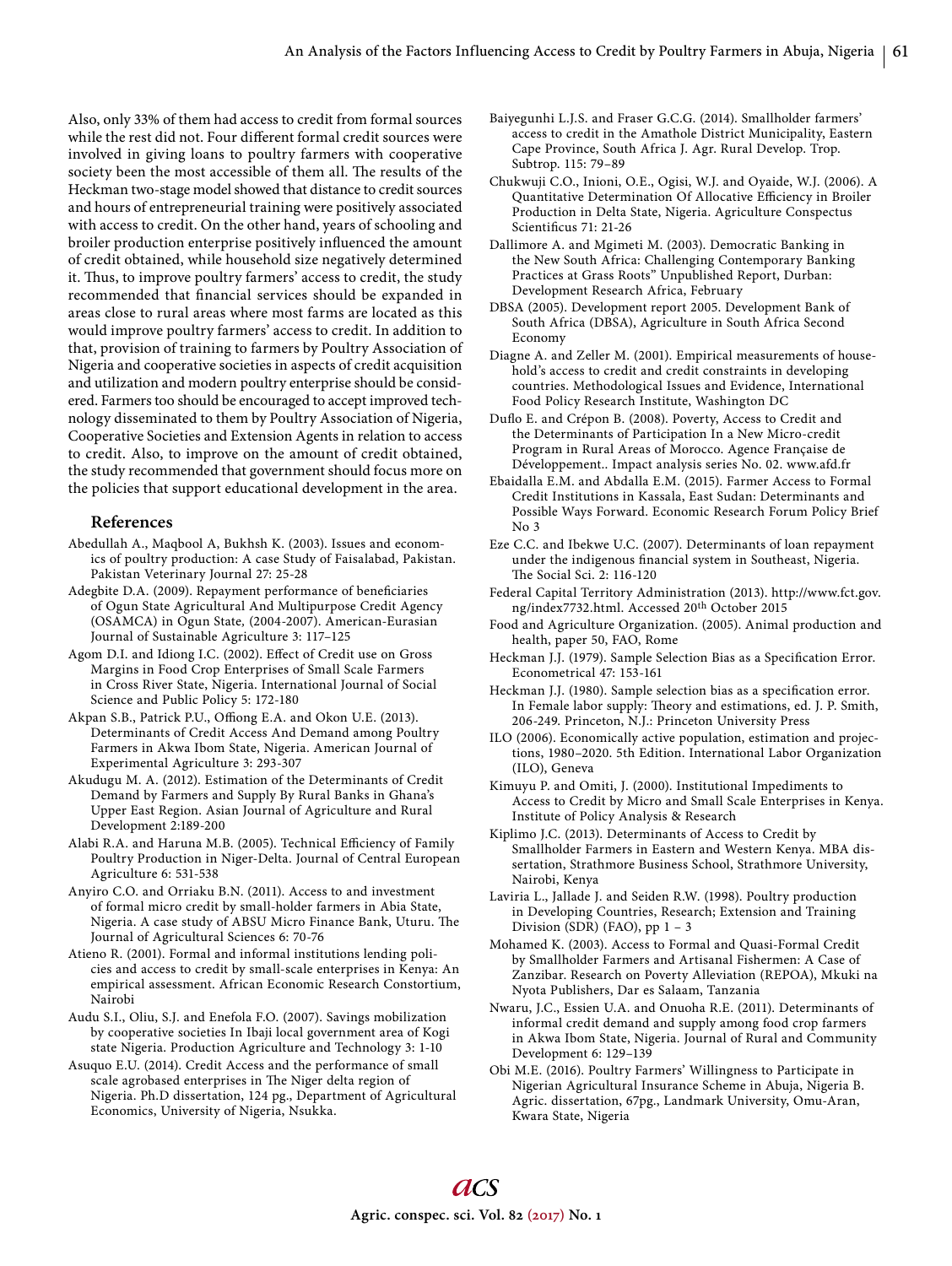Also, only 33% of them had access to credit from formal sources while the rest did not. Four different formal credit sources were involved in giving loans to poultry farmers with cooperative society been the most accessible of them all. The results of the Heckman two-stage model showed that distance to credit sources and hours of entrepreneurial training were positively associated with access to credit. On the other hand, years of schooling and broiler production enterprise positively influenced the amount of credit obtained, while household size negatively determined it. Thus, to improve poultry farmers' access to credit, the study recommended that financial services should be expanded in areas close to rural areas where most farms are located as this would improve poultry farmers' access to credit. In addition to that, provision of training to farmers by Poultry Association of Nigeria and cooperative societies in aspects of credit acquisition and utilization and modern poultry enterprise should be considered. Farmers too should be encouraged to accept improved technology disseminated to them by Poultry Association of Nigeria, Cooperative Societies and Extension Agents in relation to access to credit. Also, to improve on the amount of credit obtained, the study recommended that government should focus more on the policies that support educational development in the area.

## References

Abedullah A., Maqbool A, Bukhsh K. (2003). Issues and economics of poultry production: A case Study of Faisalabad, Pakistan. Pakistan Veterinary Journal 27: 25-28

Adegbite D.A. (2009). Repayment performance of beneficiaries of Ogun State Agricultural And Multipurpose Credit Agency (OSAMCA) in Ogun State, (2004-2007). American-Eurasian Journal of Sustainable Agriculture 3: 117–125

Agom D.I. and Idiong I.C. (2002). Effect of Credit use on Gross Margins in Food Crop Enterprises of Small Scale Farmers in Cross River State, Nigeria. International Journal of Social Science and Public Policy 5: 172-180

Akpan S.B., Patrick P.U., Offiong E.A. and Okon U.E. (2013). Determinants of Credit Access And Demand among Poultry Farmers in Akwa Ibom State, Nigeria. American Journal of Experimental Agriculture 3: 293-307

Akudugu M. A. (2012). Estimation of the Determinants of Credit Demand by Farmers and Supply By Rural Banks in Ghana's Upper East Region. Asian Journal of Agriculture and Rural Development 2:189-200

Alabi R.A. and Haruna M.B. (2005). Technical Efficiency of Family Poultry Production in Niger-Delta. Journal of Central European Agriculture 6: 531-538

Anyiro C.O. and Orriaku B.N. (2011). Access to and investment of formal micro credit by small-holder farmers in Abia State, Nigeria. A case study of ABSU Micro Finance Bank, Uturu. The Journal of Agricultural Sciences 6: 70-76

Atieno R. (2001). Formal and informal institutions lending policies and access to credit by small-scale enterprises in Kenya: An empirical assessment. African Economic Research Constortium, Nairobi

Audu S.I., Oliu, S.J. and Enefola F.O. (2007). Savings mobilization by cooperative societies In Ibaji local government area of Kogi state Nigeria. Production Agriculture and Technology 3: 1-10

Asuquo E.U. (2014). Credit Access and the performance of small scale agrobased enterprises in The Niger delta region of Nigeria. Ph.D dissertation, 124 pg., Department of Agricultural Economics, University of Nigeria, Nsukka.

Baiyegunhi L.J.S. and Fraser G.C.G. (2014). Smallholder farmers' access to credit in the Amathole District Municipality, Eastern Cape Province, South Africa J. Agr. Rural Develop. Trop. Subtrop. 115: 79–89

Chukwuji C.O., Inioni, O.E., Ogisi, W.J. and Oyaide, W.J. (2006). A Quantitative Determination Of Allocative Efficiency in Broiler Production in Delta State, Nigeria. Agriculture Conspectus Scientificus 71: 21-26

Dallimore A. and Mgimeti M. (2003). Democratic Banking in the New South Africa: Challenging Contemporary Banking Practices at Grass Roots" Unpublished Report, Durban: Development Research Africa, February

DBSA (2005). Development report 2005. Development Bank of South Africa (DBSA), Agriculture in South Africa Second Economy

Diagne A. and Zeller M. (2001). Empirical measurements of household's access to credit and credit constraints in developing countries. Methodological Issues and Evidence, International Food Policy Research Institute, Washington DC

Duflo E. and Crépon B. (2008). Poverty, Access to Credit and the Determinants of Participation In a New Micro-credit Program in Rural Areas of Morocco. Agence Française de Développement.. Impact analysis series No. 02. www.afd.fr

Ebaidalla E.M. and Abdalla E.M. (2015). Farmer Access to Formal Credit Institutions in Kassala, East Sudan: Determinants and Possible Ways Forward. Economic Research Forum Policy Brief No 3

Eze C.C. and Ibekwe U.C. (2007). Determinants of loan repayment under the indigenous financial system in Southeast, Nigeria. The Social Sci. 2: 116-120

Federal Capital Territory Administration (2013). http://www.fct.gov.ng/index7732.html. Accessed 20th October 2015

Food and Agriculture Organization. (2005). Animal production and health, paper 50, FAO, Rome

Heckman J.J. (1979). Sample Selection Bias as a Specification Error. Econometrical 47: 153-161

Heckman J.J. (1980). Sample selection bias as a specification error. In Female labor supply: Theory and estimations, ed. J. P. Smith, 206-249. Princeton, N.J.: Princeton University Press

ILO (2006). Economically active population, estimation and projections, 1980–2020. 5th Edition. International Labor Organization (ILO), Geneva

Kimuyu P. and Omiti, J. (2000). Institutional Impediments to Access to Credit by Micro and Small Scale Enterprises in Kenya. Institute of Policy Analysis & Research

Kiplimo J.C. (2013). Determinants of Access to Credit by Smallholder Farmers in Eastern and Western Kenya. MBA dissertation, Strathmore Business School, Strathmore University, Nairobi, Kenya

Laviria L., Jallade J. and Seiden R.W. (1998). Poultry production in Developing Countries, Research; Extension and Training Division (SDR) (FAO), pp 1 – 3

Mohamed K. (2003). Access to Formal and Quasi-Formal Credit by Smallholder Farmers and Artisanal Fishermen: A Case of Zanzibar. Research on Poverty Alleviation (REPOA), Mkuki na Nyota Publishers, Dar es Salaam, Tanzania

Nwaru, J.C., Essien U.A. and Onuoha R.E. (2011). Determinants of informal credit demand and supply among food crop farmers in Akwa Ibom State, Nigeria. Journal of Rural and Community Development 6: 129–139

Obi M.E. (2016). Poultry Farmers' Willingness to Participate in Nigerian Agricultural Insurance Scheme in Abuja, Nigeria B. Agric. dissertation, 67pg., Landmark University, Omu-Aran, Kwara State, Nigeria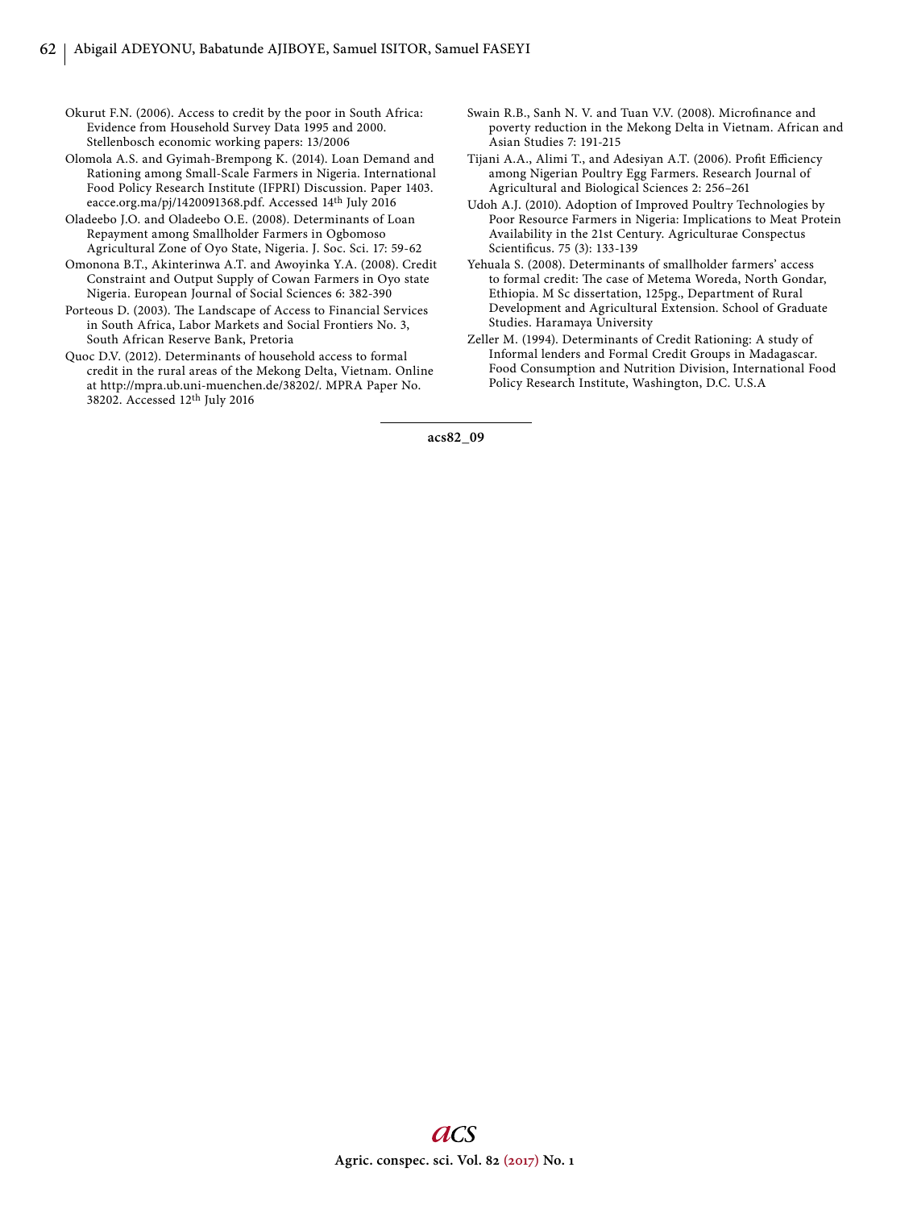Okurut F.N. (2006). Access to credit by the poor in South Africa: Evidence from Household Survey Data 1995 and 2000. Stellenbosch economic working papers: 13/2006

Olomola A.S. and Gyimah-Brempong K. (2014). Loan Demand and Rationing among Small-Scale Farmers in Nigeria. International Food Policy Research Institute (IFPRI) Discussion. Paper 1403. eacce.org.ma/pj/1420091368.pdf. Accessed 14th July 2016

Oladeebo J.O. and Oladeebo O.E. (2008). Determinants of Loan Repayment among Smallholder Farmers in Ogbomoso Agricultural Zone of Oyo State, Nigeria. J. Soc. Sci. 17: 59-62

Omonona B.T., Akinterinwa A.T. and Awoyinka Y.A. (2008). Credit Constraint and Output Supply of Cowan Farmers in Oyo state Nigeria. European Journal of Social Sciences 6: 382-390

Porteous D. (2003). The Landscape of Access to Financial Services in South Africa, Labor Markets and Social Frontiers No. 3, South African Reserve Bank, Pretoria

Quoc D.V. (2012). Determinants of household access to formal credit in the rural areas of the Mekong Delta, Vietnam. Online at http://mpra.ub.uni-muenchen.de/38202/. MPRA Paper No. 38202. Accessed 12th July 2016

Swain R.B., Sanh N. V. and Tuan V.V. (2008). Microfinance and poverty reduction in the Mekong Delta in Vietnam. African and Asian Studies 7: 191-215

Tijani A.A., Alimi T., and Adesiyan A.T. (2006). Profit Efficiency among Nigerian Poultry Egg Farmers. Research Journal of Agricultural and Biological Sciences 2: 256–261

Udoh A.J. (2010). Adoption of Improved Poultry Technologies by Poor Resource Farmers in Nigeria: Implications to Meat Protein Availability in the 21st Century. Agriculturae Conspectus Scientificus. 75 (3): 133-139

Yehuala S. (2008). Determinants of smallholder farmers' access to formal credit: The case of Metema Woreda, North Gondar, Ethiopia. M Sc dissertation, 125pg., Department of Rural Development and Agricultural Extension. School of Graduate Studies. Haramaya University

Zeller M. (1994). Determinants of Credit Rationing: A study of Informal lenders and Formal Credit Groups in Madagascar. Food Consumption and Nutrition Division, International Food Policy Research Institute, Washington, D.C. U.S.A

acs82_09